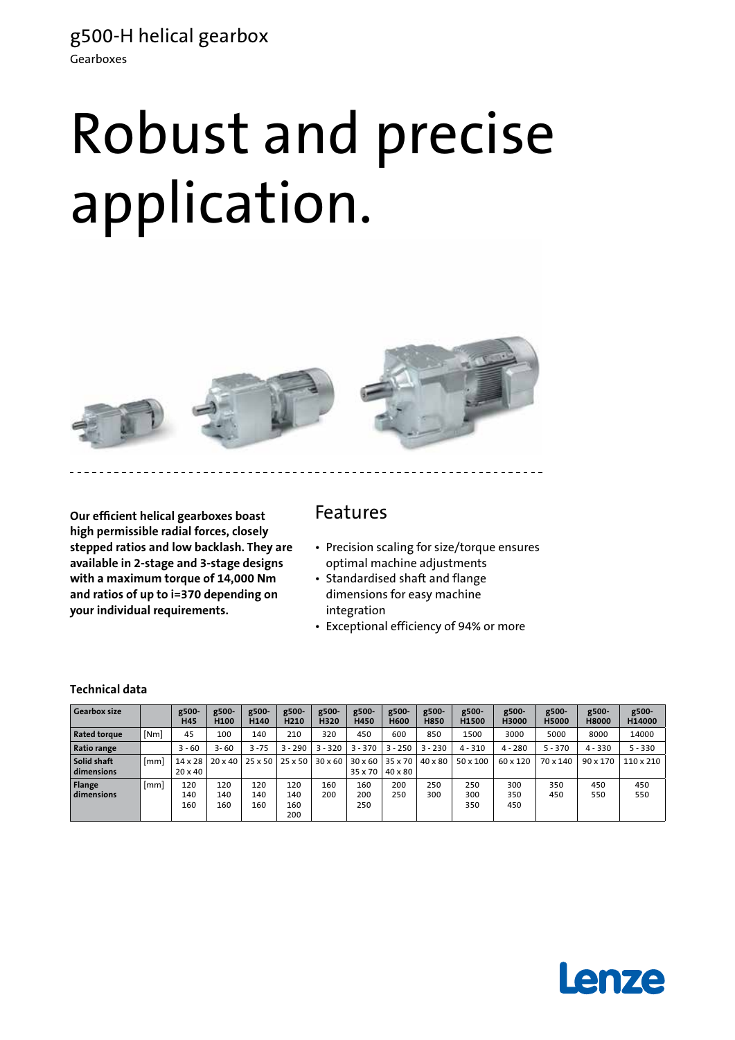# g500-H helical gearbox

Gearboxes

# Robust and precise application.

**Our efficient helical gearboxes boast high permissible radial forces, closely stepped ratios and low backlash. They are available in 2-stage and 3-stage designs with a maximum torque of 14,000 Nm and ratios of up to i=370 depending on your individual requirements.**

## Features

- Precision scaling for size/torque ensures optimal machine adjustments
- Standardised shaft and flange dimensions for easy machine integration
- Exceptional efficiency of 94% or more

### Technical data

| Gearbox size | | g500-H45 | g500-H100 | g500-H140 | g500-H210 | g500-H320 | g500-H450 | g500-H600 | g500-H850 | g500-H1500 | g500-H3000 | g500-H5000 | g500-H8000 | g500-H14000 |
|---|---|---|---|---|---|---|---|---|---|---|---|---|---|---|
| Rated torque | [Nm] | 45 | 100 | 140 | 210 | 320 | 450 | 600 | 850 | 1500 | 3000 | 5000 | 8000 | 14000 |
| Ratio range | | 3 - 60 | 3- 60 | 3 -75 | 3 - 290 | 3 - 320 | 3 - 370 | 3 - 250 | 3 - 230 | 4 - 310 | 4 - 280 | 5 - 370 | 4 - 330 | 5 - 330 |
| Solid shaft dimensions | [mm] | 14 x 28<br>20 x 40 | 20 x 40 | 25 x 50 | 25 x 50 | 30 x 60 | 30 x 60<br>35 x 70 | 35 x 70<br>40 x 80 | 40 x 80 | 50 x 100 | 60 x 120 | 70 x 140 | 90 x 170 | 110 x 210 |
| Flange dimensions | [mm] | 120<br>140<br>160 | 120<br>140<br>160 | 120<br>140<br>160 | 120<br>140<br>160<br>200 | 160<br>200 | 160<br>200<br>250 | 200<br>250 | 250<br>300 | 250<br>300<br>350 | 300<br>350<br>450 | 350<br>450 | 450<br>550 | 450<br>550 |

Lenze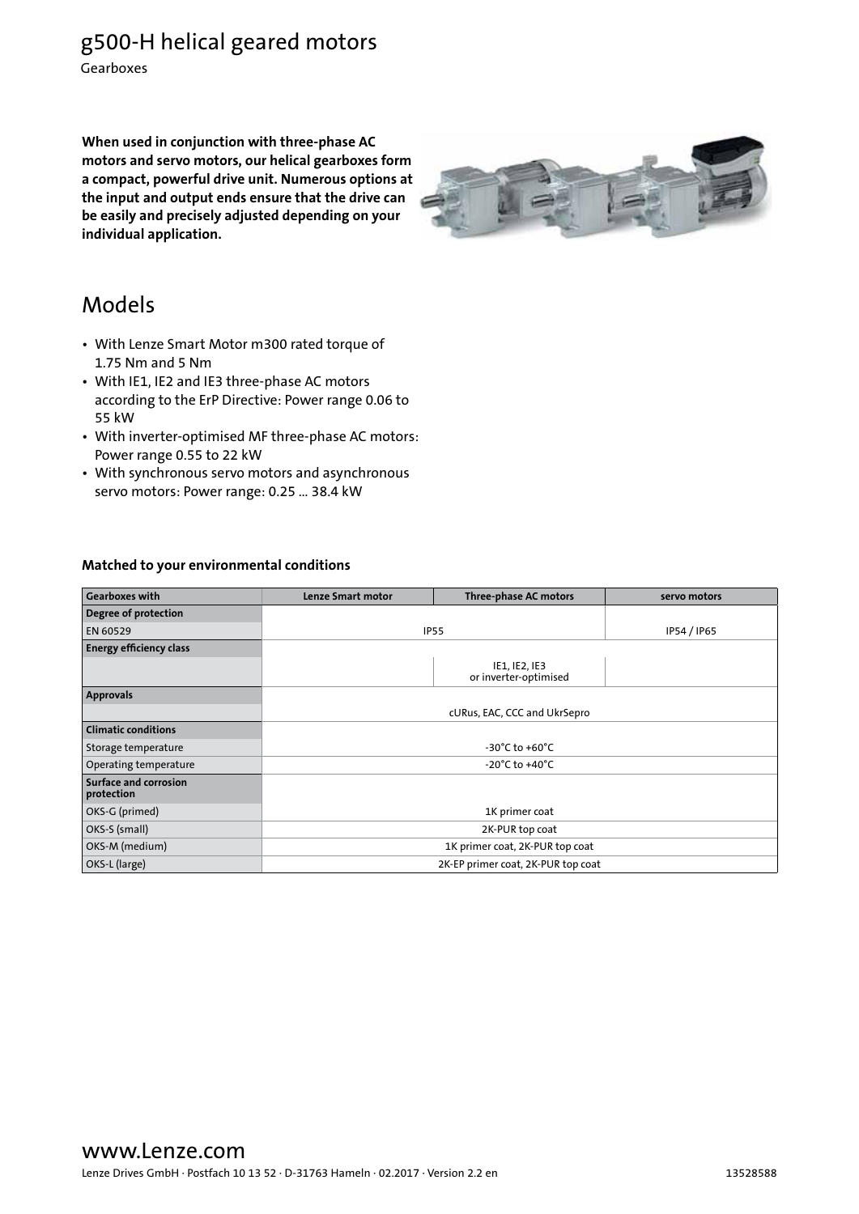# g500-H helical geared motors

Gearboxes

**When used in conjunction with three-phase AC motors and servo motors, our helical gearboxes form a compact, powerful drive unit. Numerous options at the input and output ends ensure that the drive can be easily and precisely adjusted depending on your individual application.**

## Models

- With Lenze Smart Motor m300 rated torque of 1.75 Nm and 5 Nm
- With IE1, IE2 and IE3 three-phase AC motors according to the ErP Directive: Power range 0.06 to 55 kW
- With inverter-optimised MF three-phase AC motors: Power range 0.55 to 22 kW
- With synchronous servo motors and asynchronous servo motors: Power range: 0.25 ... 38.4 kW

**Matched to your environmental conditions**

| Gearboxes with | Lenze Smart motor | Three-phase AC motors | servo motors |
|---|---|---|---|
| **Degree of protection** | | | |
| EN 60529 | IP55 | | IP54 / IP65 |
| **Energy efficiency class** | | | |
| | | IE1, IE2, IE3 or inverter-optimised | |
| **Approvals** | | | |
| | cURus, EAC, CCC and UkrSepro | | |
| **Climatic conditions** | | | |
| Storage temperature | -30°C to +60°C | | |
| Operating temperature | -20°C to +40°C | | |
| **Surface and corrosion protection** | | | |
| OKS-G (primed) | 1K primer coat | | |
| OKS-S (small) | 2K-PUR top coat | | |
| OKS-M (medium) | 1K primer coat, 2K-PUR top coat | | |
| OKS-L (large) | 2K-EP primer coat, 2K-PUR top coat | | |

www.Lenze.com

Lenze Drives GmbH · Postfach 10 13 52 · D-31763 Hameln · 02.2017 · Version 2.2 en 13528588